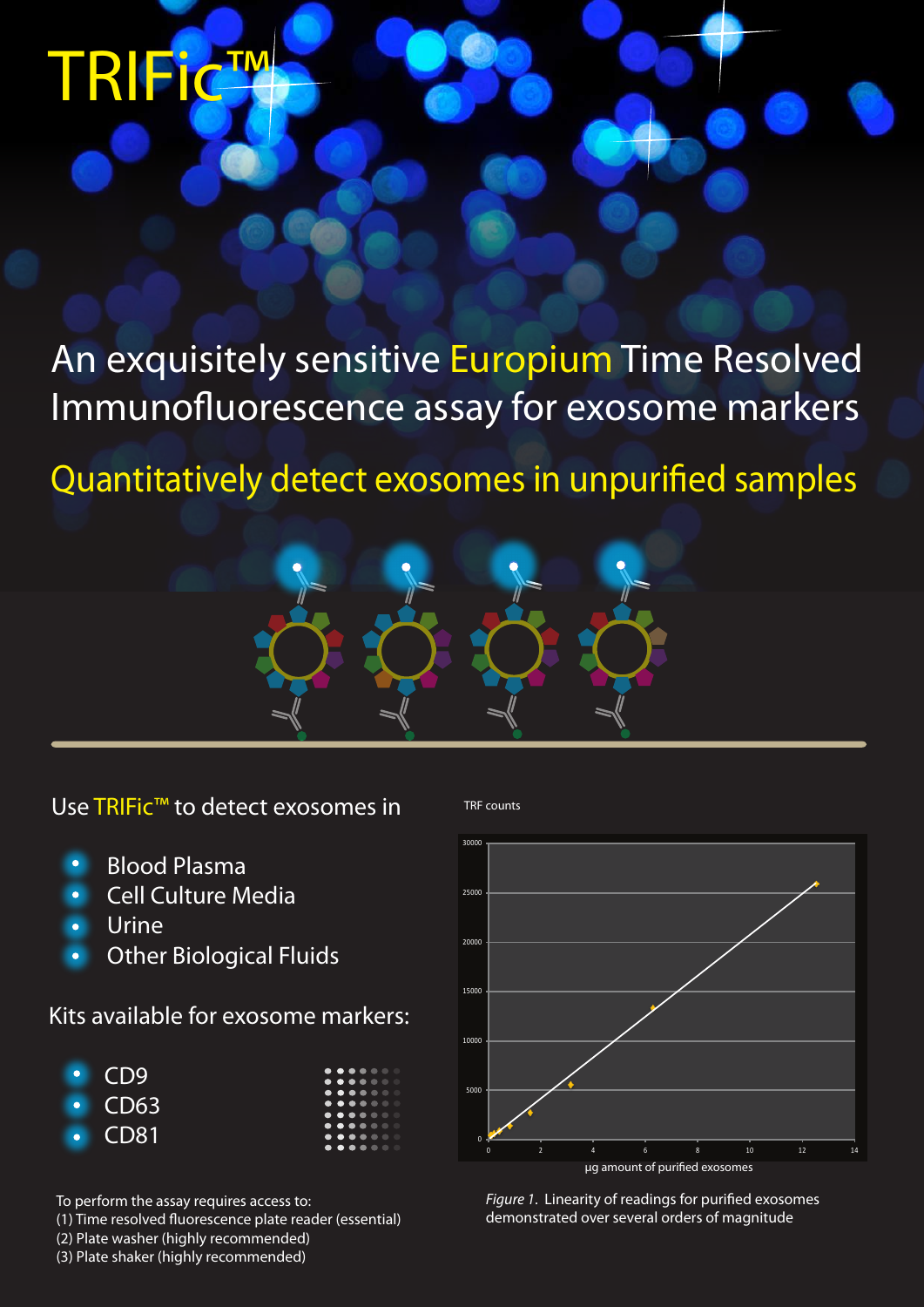# TRIFic™

## An exquisitely sensitive Europium Time Resolved Immunofluorescence assay for exosome markers

### Quantitatively detect exosomes in unpurified samples

Use TRIFic™ to detect exosomes in

- Blood Plasma
- Cell Culture Media
- Urine
- Other Biological Fluids

Kits available for exosome markers:

- CD9
- CD63
- CD81

TRF counts

µg amount of purified exosomes

*Figure 1.* Linearity of readings for purified exosomes demonstrated over several orders of magnitude

To perform the assay requires access to:
(1) Time resolved fluorescence plate reader (essential)
(2) Plate washer (highly recommended)
(3) Plate shaker (highly recommended)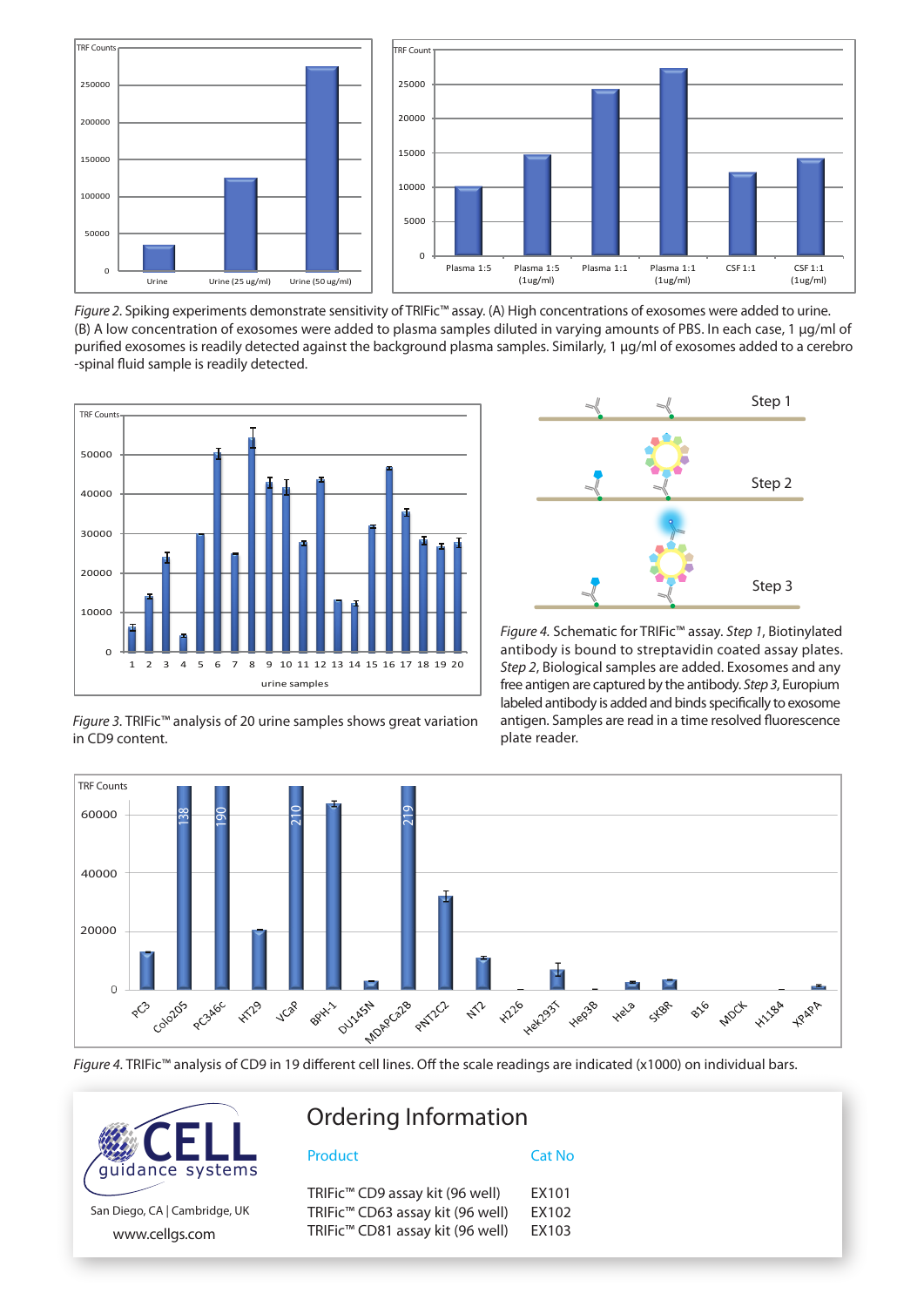TRF Counts
250000
200000
150000
100000
50000
0
Urine
Urine (25 ug/ml)
Urine (50 ug/ml)

TRF Count
25000
20000
15000
10000
5000
0
Plasma 1:5
Plasma 1:5 (1ug/ml)
Plasma 1:1
Plasma 1:1 (1ug/ml)
CSF 1:1
CSF 1:1 (1ug/ml)

*Figure 2.* Spiking experiments demonstrate sensitivity of TRIFic™ assay. (A) High concentrations of exosomes were added to urine. (B) A low concentration of exosomes were added to plasma samples diluted in varying amounts of PBS. In each case, 1 µg/ml of purified exosomes is readily detected against the background plasma samples. Similarly, 1 µg/ml of exosomes added to a cerebro-spinal fluid sample is readily detected.

TRF Counts
50000
40000
30000
20000
10000
0
1 2 3 4 5 6 7 8 9 10 11 12 13 14 15 16 17 18 19 20
urine samples

*Figure 3.* TRIFic™ analysis of 20 urine samples shows great variation in CD9 content.

Step 1
Step 2
Step 3

*Figure 4.* Schematic for TRIFic™ assay. *Step 1*, Biotinylated antibody is bound to streptavidin coated assay plates. *Step 2*, Biological samples are added. Exosomes and any free antigen are captured by the antibody. *Step 3*, Europium labeled antibody is added and binds specifically to exosome antigen. Samples are read in a time resolved fluorescence plate reader.

TRF Counts
60000
40000
20000
0
138
190
210
219
PC3
Colo205
PC346c
HT29
VCaP
BPH-1
DU145N
MDAPCa2B
PNT2C2
NT2
H226
Hek293T
Hep3B
HeLa
SKBR
B16
MDCK
H1184
XP4PA

*Figure 4.* TRIFic™ analysis of CD9 in 19 different cell lines. Off the scale readings are indicated (x1000) on individual bars.

CELL guidance systems

San Diego, CA | Cambridge, UK

www.cellgs.com

## Ordering Information

| Product | Cat No |
|---|---|
| TRIFic™ CD9 assay kit (96 well) | EX101 |
| TRIFic™ CD63 assay kit (96 well) | EX102 |
| TRIFic™ CD81 assay kit (96 well) | EX103 |